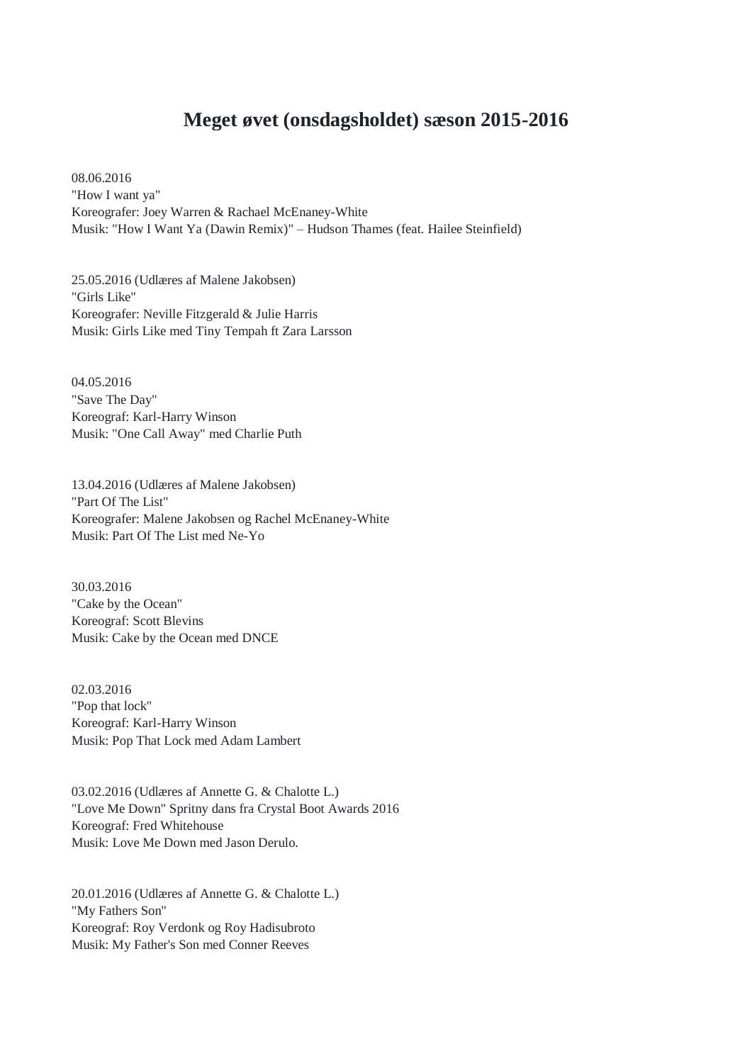# Meget øvet (onsdagsholdet) sæson 2015-2016

08.06.2016
"How I want ya"
Koreografer: Joey Warren & Rachael McEnaney-White
Musik: "How I Want Ya (Dawin Remix)" – Hudson Thames (feat. Hailee Steinfield)

25.05.2016 (Udlæres af Malene Jakobsen)
"Girls Like"
Koreografer: Neville Fitzgerald & Julie Harris
Musik: Girls Like med Tiny Tempah ft Zara Larsson

04.05.2016
"Save The Day"
Koreograf: Karl-Harry Winson
Musik: "One Call Away" med Charlie Puth

13.04.2016 (Udlæres af Malene Jakobsen)
"Part Of The List"
Koreografer: Malene Jakobsen og Rachel McEnaney-White
Musik: Part Of The List med Ne-Yo

30.03.2016
"Cake by the Ocean"
Koreograf: Scott Blevins
Musik: Cake by the Ocean med DNCE

02.03.2016
"Pop that lock"
Koreograf: Karl-Harry Winson
Musik: Pop That Lock med Adam Lambert

03.02.2016 (Udlæres af Annette G. & Chalotte L.)
"Love Me Down" Spritny dans fra Crystal Boot Awards 2016
Koreograf: Fred Whitehouse
Musik: Love Me Down med Jason Derulo.

20.01.2016 (Udlæres af Annette G. & Chalotte L.)
"My Fathers Son"
Koreograf: Roy Verdonk og Roy Hadisubroto
Musik: My Father's Son med Conner Reeves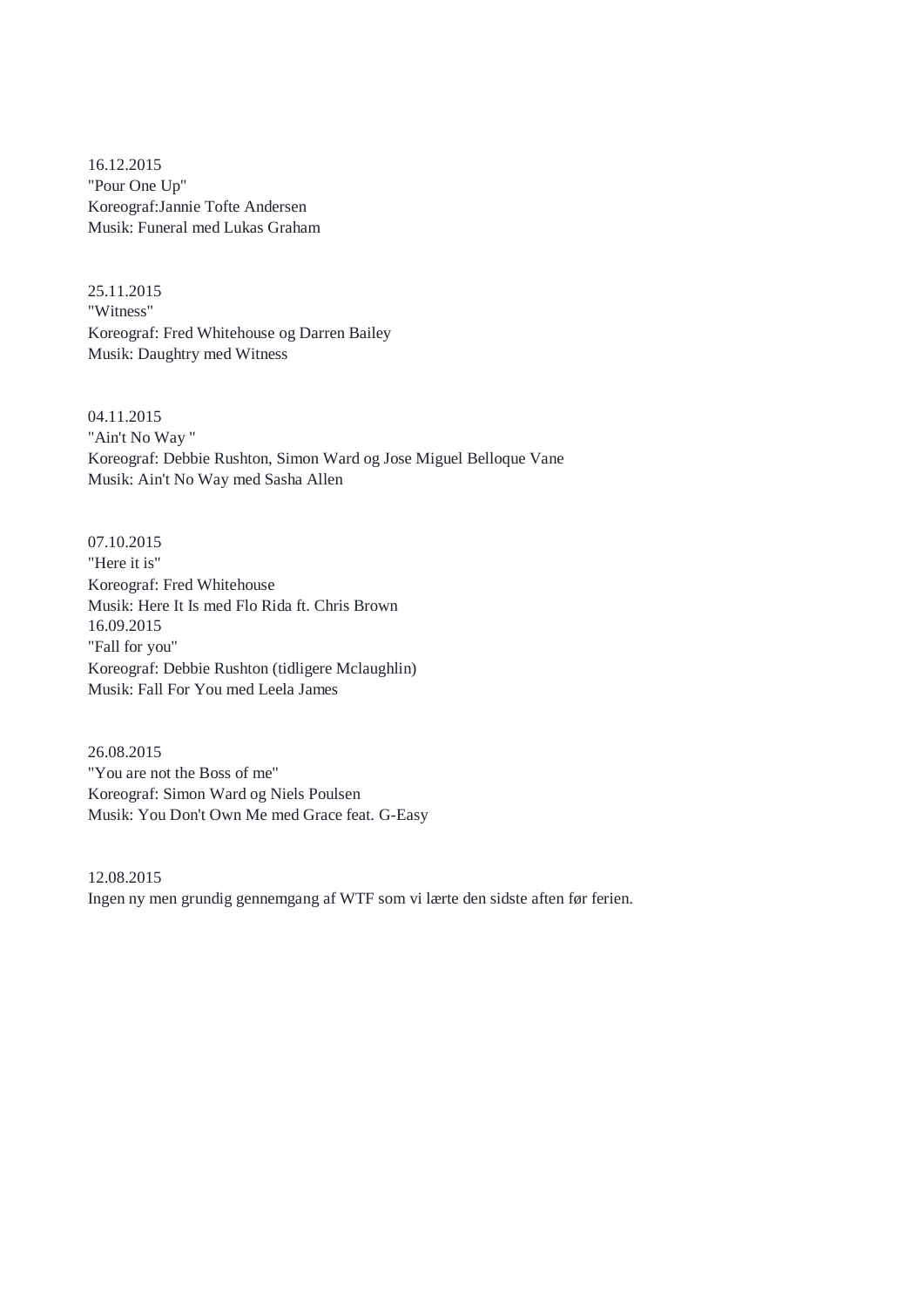16.12.2015
"Pour One Up"
Koreograf:Jannie Tofte Andersen
Musik: Funeral med Lukas Graham

25.11.2015
"Witness"
Koreograf: Fred Whitehouse og Darren Bailey
Musik: Daughtry med Witness

04.11.2015
"Ain't No Way "
Koreograf: Debbie Rushton, Simon Ward og Jose Miguel Belloque Vane
Musik: Ain't No Way med Sasha Allen

07.10.2015
"Here it is"
Koreograf: Fred Whitehouse
Musik: Here It Is med Flo Rida ft. Chris Brown

16.09.2015
"Fall for you"
Koreograf: Debbie Rushton (tidligere Mclaughlin)
Musik: Fall For You med Leela James

26.08.2015
"You are not the Boss of me"
Koreograf: Simon Ward og Niels Poulsen
Musik: You Don't Own Me med Grace feat. G-Easy

12.08.2015
Ingen ny men grundig gennemgang af WTF som vi lærte den sidste aften før ferien.